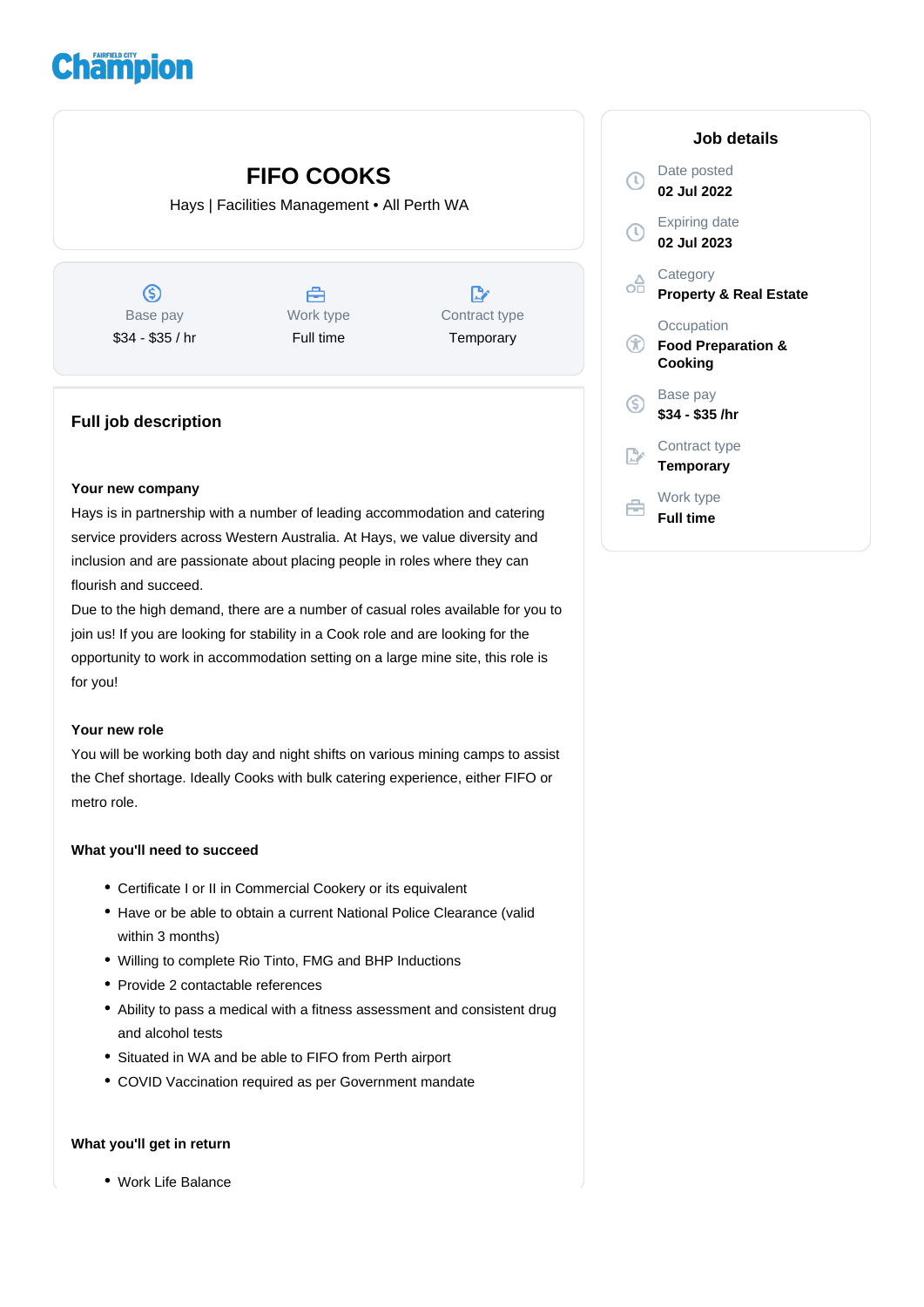Fairfield City Champion

# FIFO COOKS

Hays | Facilities Management • All Perth WA

| Base pay | Work type | Contract type |
|---|---|---|
| $34 - $35 / hr | Full time | Temporary |

## Full job description

**Your new company**

Hays is in partnership with a number of leading accommodation and catering service providers across Western Australia. At Hays, we value diversity and inclusion and are passionate about placing people in roles where they can flourish and succeed.

Due to the high demand, there are a number of casual roles available for you to join us! If you are looking for stability in a Cook role and are looking for the opportunity to work in accommodation setting on a large mine site, this role is for you!

**Your new role**

You will be working both day and night shifts on various mining camps to assist the Chef shortage. Ideally Cooks with bulk catering experience, either FIFO or metro role.

**What you'll need to succeed**

- Certificate I or II in Commercial Cookery or its equivalent
- Have or be able to obtain a current National Police Clearance (valid within 3 months)
- Willing to complete Rio Tinto, FMG and BHP Inductions
- Provide 2 contactable references
- Ability to pass a medical with a fitness assessment and consistent drug and alcohol tests
- Situated in WA and be able to FIFO from Perth airport
- COVID Vaccination required as per Government mandate

**What you'll get in return**

- Work Life Balance

## Job details

Date posted
**02 Jul 2022**

Expiring date
**02 Jul 2023**

Category
**Property & Real Estate**

Occupation
**Food Preparation & Cooking**

Base pay
**$34 - $35 /hr**

Contract type
**Temporary**

Work type
**Full time**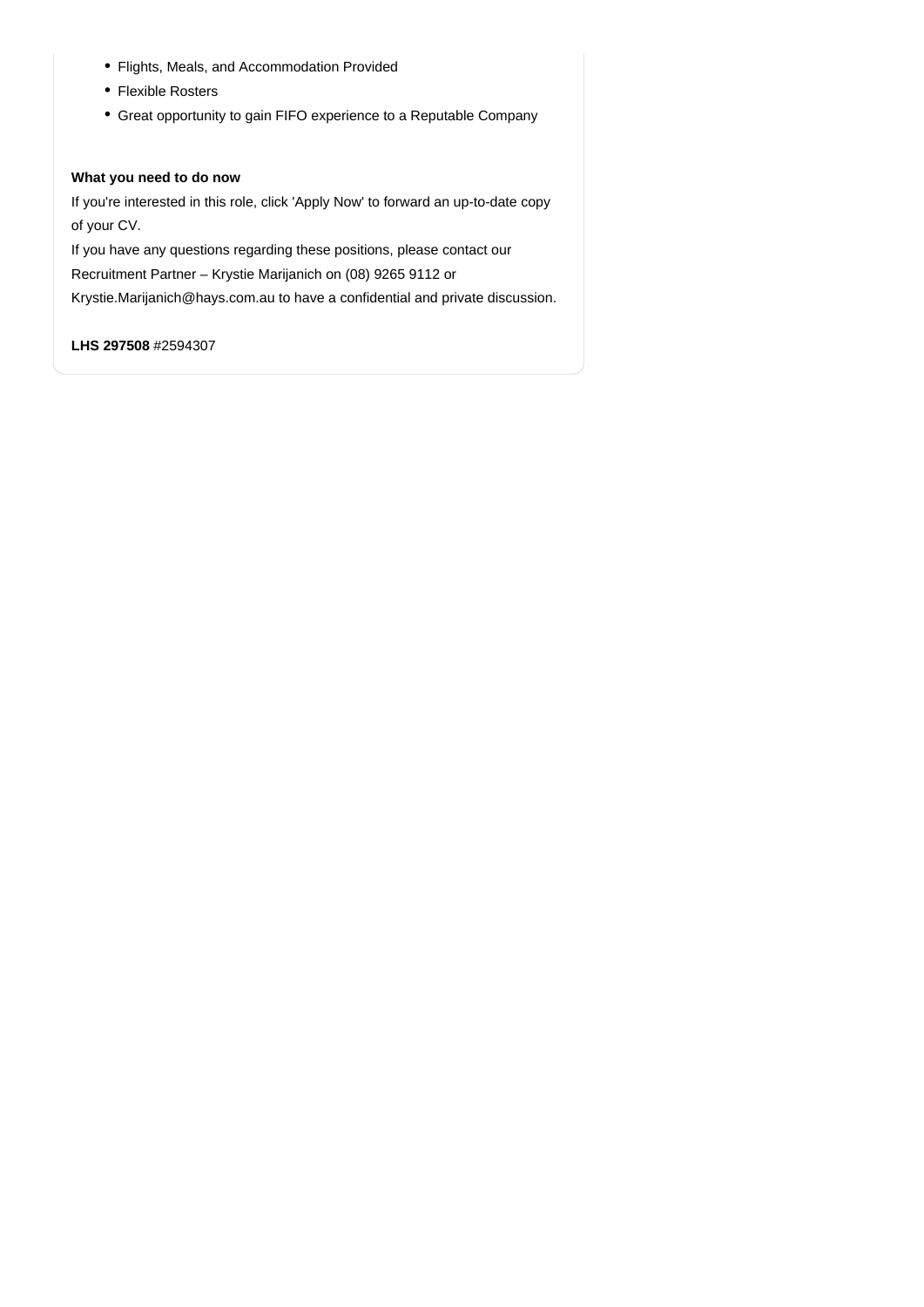- Flights, Meals, and Accommodation Provided
- Flexible Rosters
- Great opportunity to gain FIFO experience to a Reputable Company

**What you need to do now**

If you're interested in this role, click 'Apply Now' to forward an up-to-date copy of your CV.

If you have any questions regarding these positions, please contact our Recruitment Partner – Krystie Marijanich on (08) 9265 9112 or Krystie.Marijanich@hays.com.au to have a confidential and private discussion.

**LHS 297508** #2594307